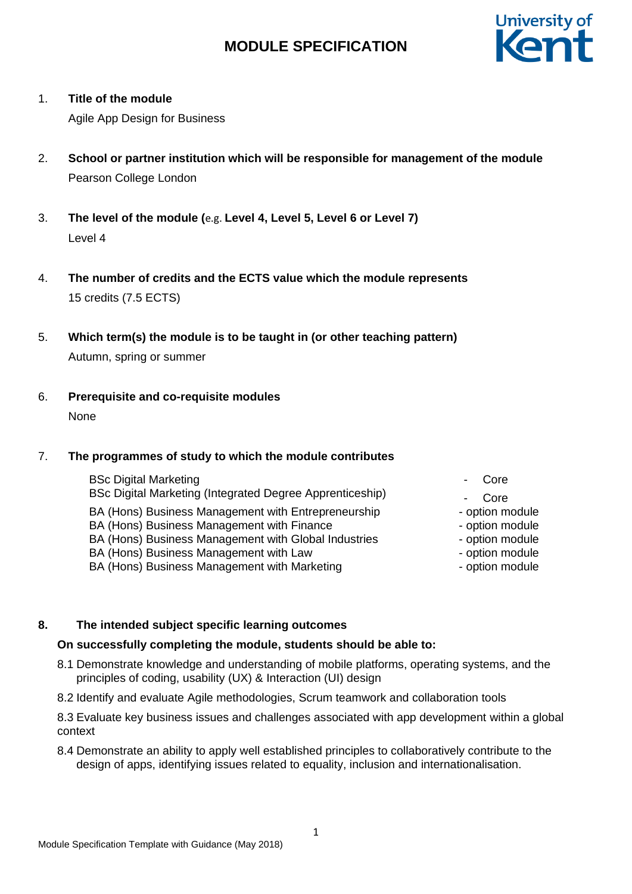# MODULE SPECIFICATION

1. **Title of the module**

   Agile App Design for Business

2. **School or partner institution which will be responsible for management of the module**

   Pearson College London

3. **The level of the module (**e.g. **Level 4, Level 5, Level 6 or Level 7)**

   Level 4

4. **The number of credits and the ECTS value which the module represents**

   15 credits (7.5 ECTS)

5. **Which term(s) the module is to be taught in (or other teaching pattern)**

   Autumn, spring or summer

6. **Prerequisite and co-requisite modules**

   None

7. **The programmes of study to which the module contributes**

| Programme | Status |
|---|---|
| BSc Digital Marketing | - Core |
| BSc Digital Marketing (Integrated Degree Apprenticeship) | - Core |
| BA (Hons) Business Management with Entrepreneurship | - option module |
| BA (Hons) Business Management with Finance | - option module |
| BA (Hons) Business Management with Global Industries | - option module |
| BA (Hons) Business Management with Law | - option module |
| BA (Hons) Business Management with Marketing | - option module |

8. **The intended subject specific learning outcomes**

**On successfully completing the module, students should be able to:**

8.1 Demonstrate knowledge and understanding of mobile platforms, operating systems, and the principles of coding, usability (UX) & Interaction (UI) design

8.2 Identify and evaluate Agile methodologies, Scrum teamwork and collaboration tools

8.3 Evaluate key business issues and challenges associated with app development within a global context

8.4 Demonstrate an ability to apply well established principles to collaboratively contribute to the design of apps, identifying issues related to equality, inclusion and internationalisation.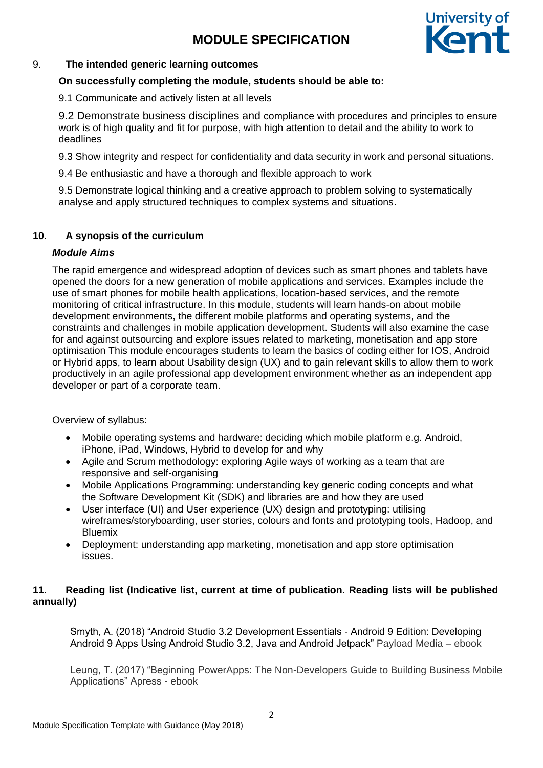9. **The intended generic learning outcomes**

**On successfully completing the module, students should be able to:**

9.1 Communicate and actively listen at all levels

9.2 Demonstrate business disciplines and compliance with procedures and principles to ensure work is of high quality and fit for purpose, with high attention to detail and the ability to work to deadlines

9.3 Show integrity and respect for confidentiality and data security in work and personal situations.

9.4 Be enthusiastic and have a thorough and flexible approach to work

9.5 Demonstrate logical thinking and a creative approach to problem solving to systematically analyse and apply structured techniques to complex systems and situations.

**10. A synopsis of the curriculum**

***Module Aims***

The rapid emergence and widespread adoption of devices such as smart phones and tablets have opened the doors for a new generation of mobile applications and services. Examples include the use of smart phones for mobile health applications, location-based services, and the remote monitoring of critical infrastructure. In this module, students will learn hands-on about mobile development environments, the different mobile platforms and operating systems, and the constraints and challenges in mobile application development. Students will also examine the case for and against outsourcing and explore issues related to marketing, monetisation and app store optimisation This module encourages students to learn the basics of coding either for IOS, Android or Hybrid apps, to learn about Usability design (UX) and to gain relevant skills to allow them to work productively in an agile professional app development environment whether as an independent app developer or part of a corporate team.

Overview of syllabus:

- Mobile operating systems and hardware: deciding which mobile platform e.g. Android, iPhone, iPad, Windows, Hybrid to develop for and why
- Agile and Scrum methodology: exploring Agile ways of working as a team that are responsive and self-organising
- Mobile Applications Programming: understanding key generic coding concepts and what the Software Development Kit (SDK) and libraries are and how they are used
- User interface (UI) and User experience (UX) design and prototyping: utilising wireframes/storyboarding, user stories, colours and fonts and prototyping tools, Hadoop, and Bluemix
- Deployment: understanding app marketing, monetisation and app store optimisation issues.

**11. Reading list (Indicative list, current at time of publication. Reading lists will be published annually)**

Smyth, A. (2018) "Android Studio 3.2 Development Essentials - Android 9 Edition: Developing Android 9 Apps Using Android Studio 3.2, Java and Android Jetpack" Payload Media – ebook

Leung, T. (2017) "Beginning PowerApps: The Non-Developers Guide to Building Business Mobile Applications" Apress - ebook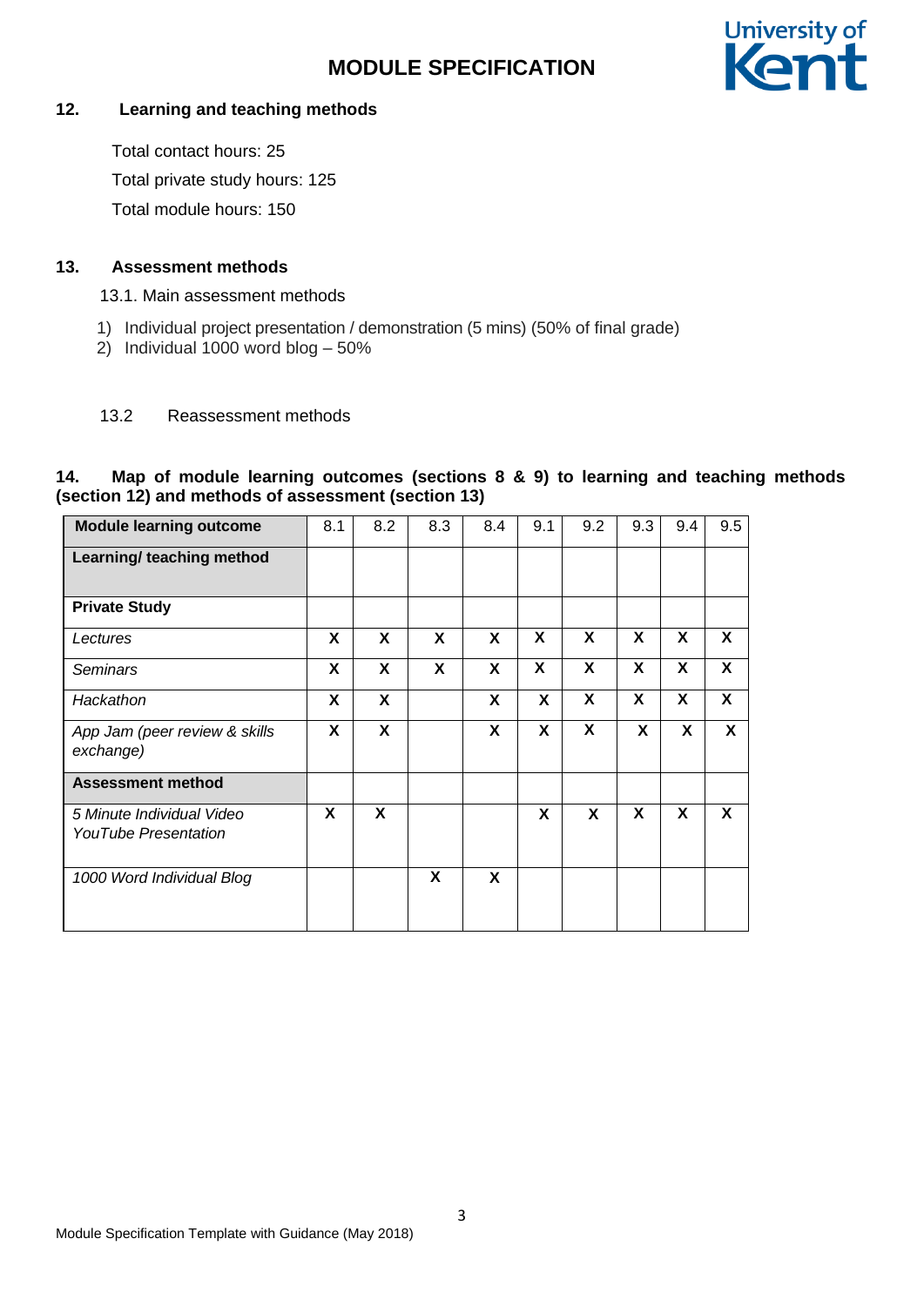### 12. Learning and teaching methods

Total contact hours: 25

Total private study hours: 125

Total module hours: 150

### 13. Assessment methods

13.1. Main assessment methods

1) Individual project presentation / demonstration (5 mins) (50% of final grade)
2) Individual 1000 word blog – 50%

13.2 Reassessment methods

### 14. Map of module learning outcomes (sections 8 & 9) to learning and teaching methods (section 12) and methods of assessment (section 13)

| **Module learning outcome** | 8.1 | 8.2 | 8.3 | 8.4 | 9.1 | 9.2 | 9.3 | 9.4 | 9.5 |
|---|---|---|---|---|---|---|---|---|---|
| **Learning/ teaching method** | | | | | | | | | |
| **Private Study** | | | | | | | | | |
| *Lectures* | **X** | **X** | **X** | **X** | **X** | **X** | **X** | **X** | **X** |
| *Seminars* | **X** | **X** | **X** | **X** | **X** | **X** | **X** | **X** | **X** |
| *Hackathon* | **X** | **X** | | **X** | **X** | **X** | **X** | **X** | **X** |
| *App Jam (peer review & skills exchange)* | **X** | **X** | | **X** | **X** | **X** | **X** | **X** | **X** |
| **Assessment method** | | | | | | | | | |
| *5 Minute Individual Video YouTube Presentation* | **X** | **X** | | | **X** | **X** | **X** | **X** | **X** |
| *1000 Word Individual Blog* | | | **X** | **X** | | | | | |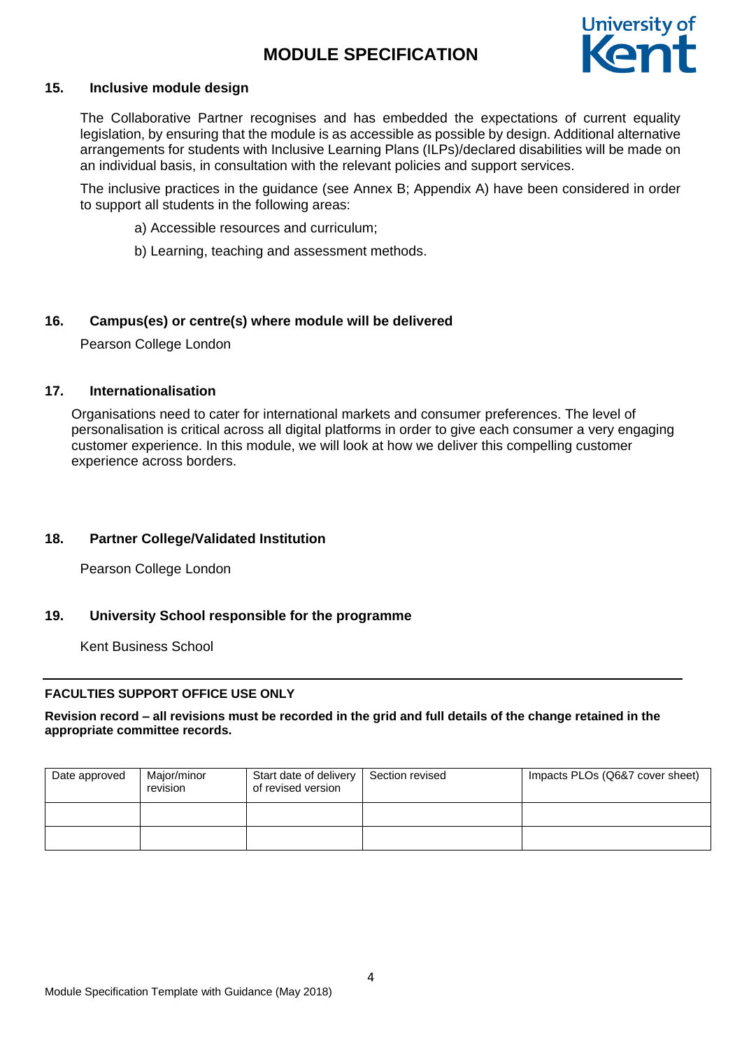### 15. Inclusive module design

The Collaborative Partner recognises and has embedded the expectations of current equality legislation, by ensuring that the module is as accessible as possible by design. Additional alternative arrangements for students with Inclusive Learning Plans (ILPs)/declared disabilities will be made on an individual basis, in consultation with the relevant policies and support services.

The inclusive practices in the guidance (see Annex B; Appendix A) have been considered in order to support all students in the following areas:

a) Accessible resources and curriculum;

b) Learning, teaching and assessment methods.

### 16. Campus(es) or centre(s) where module will be delivered

Pearson College London

### 17. Internationalisation

Organisations need to cater for international markets and consumer preferences. The level of personalisation is critical across all digital platforms in order to give each consumer a very engaging customer experience. In this module, we will look at how we deliver this compelling customer experience across borders.

### 18. Partner College/Validated Institution

Pearson College London

### 19. University School responsible for the programme

Kent Business School

---

**FACULTIES SUPPORT OFFICE USE ONLY**

**Revision record – all revisions must be recorded in the grid and full details of the change retained in the appropriate committee records.**

| Date approved | Major/minor revision | Start date of delivery of revised version | Section revised | Impacts PLOs (Q6&7 cover sheet) |
|---|---|---|---|---|
| | | | | |
| | | | | |